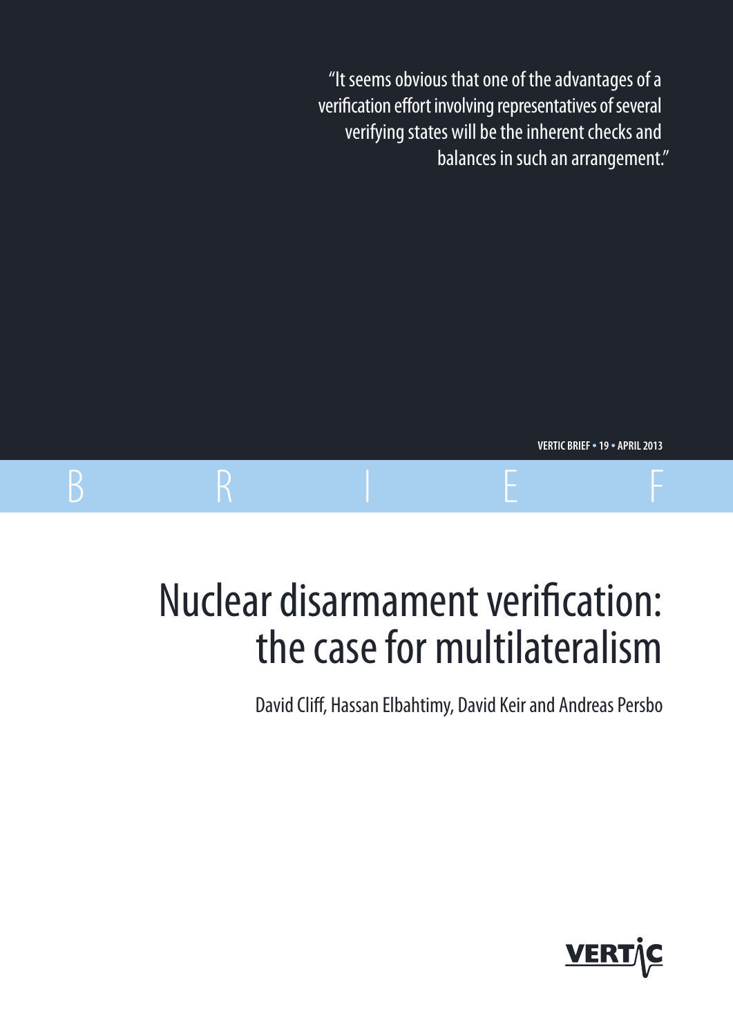"It seems obvious that one of the advantages of a verification effort involving representatives of several verifying states will be the inherent checks and balances in such an arrangement."

**VERTIC BRIEF • 19 • APRIL 2013**

B R I E F

# Nuclear disarmament verification: the case for multilateralism

David Cliff, Hassan Elbahtimy, David Keir and Andreas Persbo

VERTIC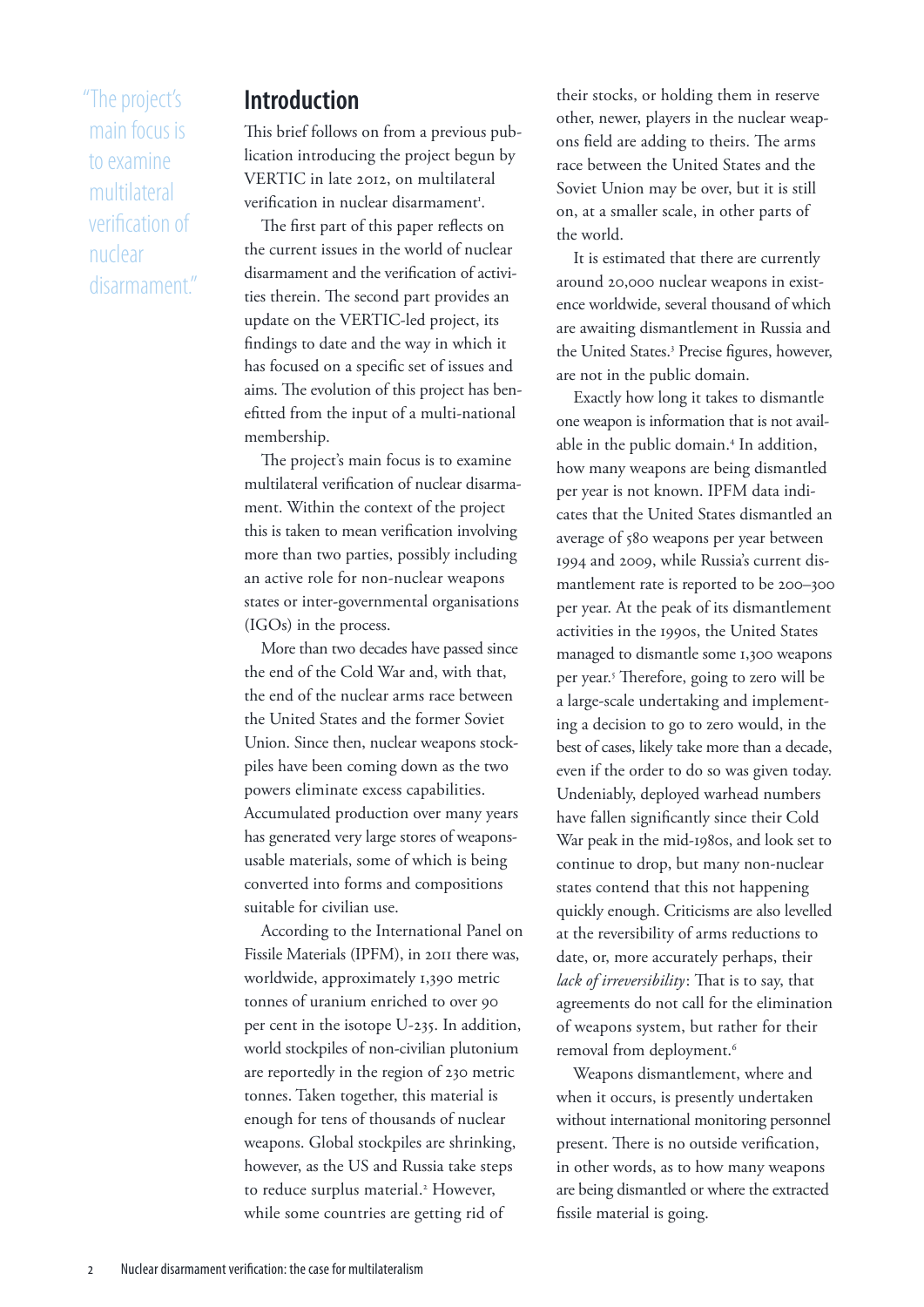> "The project's main focus is to examine multilateral verification of nuclear disarmament."

## Introduction

This brief follows on from a previous publication introducing the project begun by VERTIC in late 2012, on multilateral verification in nuclear disarmament[1].

The first part of this paper reflects on the current issues in the world of nuclear disarmament and the verification of activities therein. The second part provides an update on the VERTIC-led project, its findings to date and the way in which it has focused on a specific set of issues and aims. The evolution of this project has benefitted from the input of a multi-national membership.

The project's main focus is to examine multilateral verification of nuclear disarmament. Within the context of the project this is taken to mean verification involving more than two parties, possibly including an active role for non-nuclear weapons states or inter-governmental organisations (IGOs) in the process.

More than two decades have passed since the end of the Cold War and, with that, the end of the nuclear arms race between the United States and the former Soviet Union. Since then, nuclear weapons stockpiles have been coming down as the two powers eliminate excess capabilities. Accumulated production over many years has generated very large stores of weapons-usable materials, some of which is being converted into forms and compositions suitable for civilian use.

According to the International Panel on Fissile Materials (IPFM), in 2011 there was, worldwide, approximately 1,390 metric tonnes of uranium enriched to over 90 per cent in the isotope U-235. In addition, world stockpiles of non-civilian plutonium are reportedly in the region of 230 metric tonnes. Taken together, this material is enough for tens of thousands of nuclear weapons. Global stockpiles are shrinking, however, as the US and Russia take steps to reduce surplus material.[2] However, while some countries are getting rid of their stocks, or holding them in reserve other, newer, players in the nuclear weapons field are adding to theirs. The arms race between the United States and the Soviet Union may be over, but it is still on, at a smaller scale, in other parts of the world.

It is estimated that there are currently around 20,000 nuclear weapons in existence worldwide, several thousand of which are awaiting dismantlement in Russia and the United States.[3] Precise figures, however, are not in the public domain.

Exactly how long it takes to dismantle one weapon is information that is not available in the public domain.[4] In addition, how many weapons are being dismantled per year is not known. IPFM data indicates that the United States dismantled an average of 580 weapons per year between 1994 and 2009, while Russia's current dismantlement rate is reported to be 200–300 per year. At the peak of its dismantlement activities in the 1990s, the United States managed to dismantle some 1,300 weapons per year.[5] Therefore, going to zero will be a large-scale undertaking and implementing a decision to go to zero would, in the best of cases, likely take more than a decade, even if the order to do so was given today. Undeniably, deployed warhead numbers have fallen significantly since their Cold War peak in the mid-1980s, and look set to continue to drop, but many non-nuclear states contend that this not happening quickly enough. Criticisms are also levelled at the reversibility of arms reductions to date, or, more accurately perhaps, their *lack of irreversibility*: That is to say, that agreements do not call for the elimination of weapons system, but rather for their removal from deployment.[6]

Weapons dismantlement, where and when it occurs, is presently undertaken without international monitoring personnel present. There is no outside verification, in other words, as to how many weapons are being dismantled or where the extracted fissile material is going.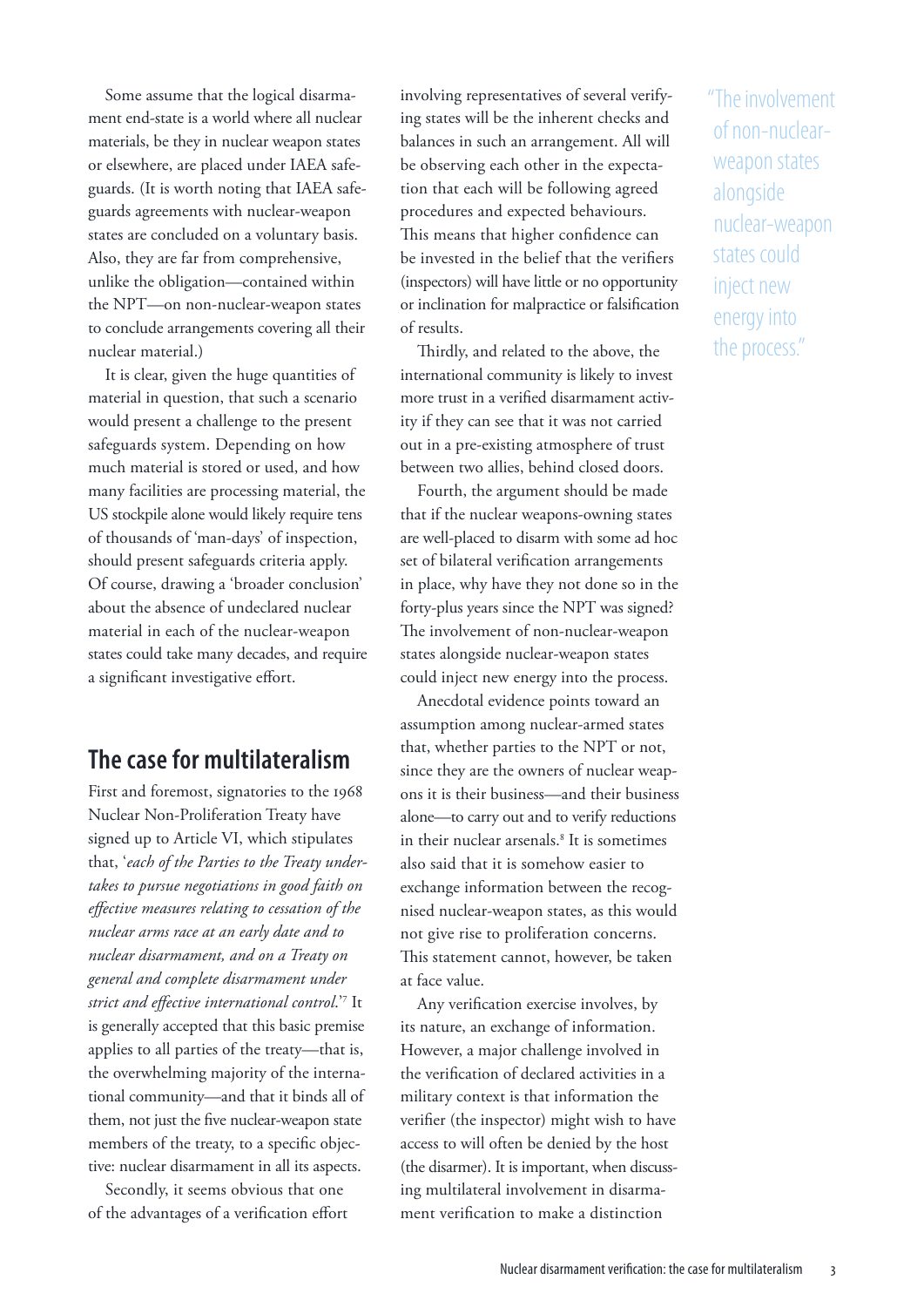Some assume that the logical disarmament end-state is a world where all nuclear materials, be they in nuclear weapon states or elsewhere, are placed under IAEA safeguards. (It is worth noting that IAEA safeguards agreements with nuclear-weapon states are concluded on a voluntary basis. Also, they are far from comprehensive, unlike the obligation—contained within the NPT—on non-nuclear-weapon states to conclude arrangements covering all their nuclear material.)

It is clear, given the huge quantities of material in question, that such a scenario would present a challenge to the present safeguards system. Depending on how much material is stored or used, and how many facilities are processing material, the US stockpile alone would likely require tens of thousands of 'man-days' of inspection, should present safeguards criteria apply. Of course, drawing a 'broader conclusion' about the absence of undeclared nuclear material in each of the nuclear-weapon states could take many decades, and require a significant investigative effort.

## The case for multilateralism

First and foremost, signatories to the 1968 Nuclear Non-Proliferation Treaty have signed up to Article VI, which stipulates that, '*each of the Parties to the Treaty undertakes to pursue negotiations in good faith on effective measures relating to cessation of the nuclear arms race at an early date and to nuclear disarmament, and on a Treaty on general and complete disarmament under strict and effective international control*.'[7] It is generally accepted that this basic premise applies to all parties of the treaty—that is, the overwhelming majority of the international community—and that it binds all of them, not just the five nuclear-weapon state members of the treaty, to a specific objective: nuclear disarmament in all its aspects.

Secondly, it seems obvious that one of the advantages of a verification effort involving representatives of several verifying states will be the inherent checks and balances in such an arrangement. All will be observing each other in the expectation that each will be following agreed procedures and expected behaviours. This means that higher confidence can be invested in the belief that the verifiers (inspectors) will have little or no opportunity or inclination for malpractice or falsification of results.

Thirdly, and related to the above, the international community is likely to invest more trust in a verified disarmament activity if they can see that it was not carried out in a pre-existing atmosphere of trust between two allies, behind closed doors.

Fourth, the argument should be made that if the nuclear weapons-owning states are well-placed to disarm with some ad hoc set of bilateral verification arrangements in place, why have they not done so in the forty-plus years since the NPT was signed? The involvement of non-nuclear-weapon states alongside nuclear-weapon states could inject new energy into the process.

> "The involvement of non-nuclear-weapon states alongside nuclear-weapon states could inject new energy into the process."

Anecdotal evidence points toward an assumption among nuclear-armed states that, whether parties to the NPT or not, since they are the owners of nuclear weapons it is their business—and their business alone—to carry out and to verify reductions in their nuclear arsenals.[8] It is sometimes also said that it is somehow easier to exchange information between the recognised nuclear-weapon states, as this would not give rise to proliferation concerns. This statement cannot, however, be taken at face value.

Any verification exercise involves, by its nature, an exchange of information. However, a major challenge involved in the verification of declared activities in a military context is that information the verifier (the inspector) might wish to have access to will often be denied by the host (the disarmer). It is important, when discussing multilateral involvement in disarmament verification to make a distinction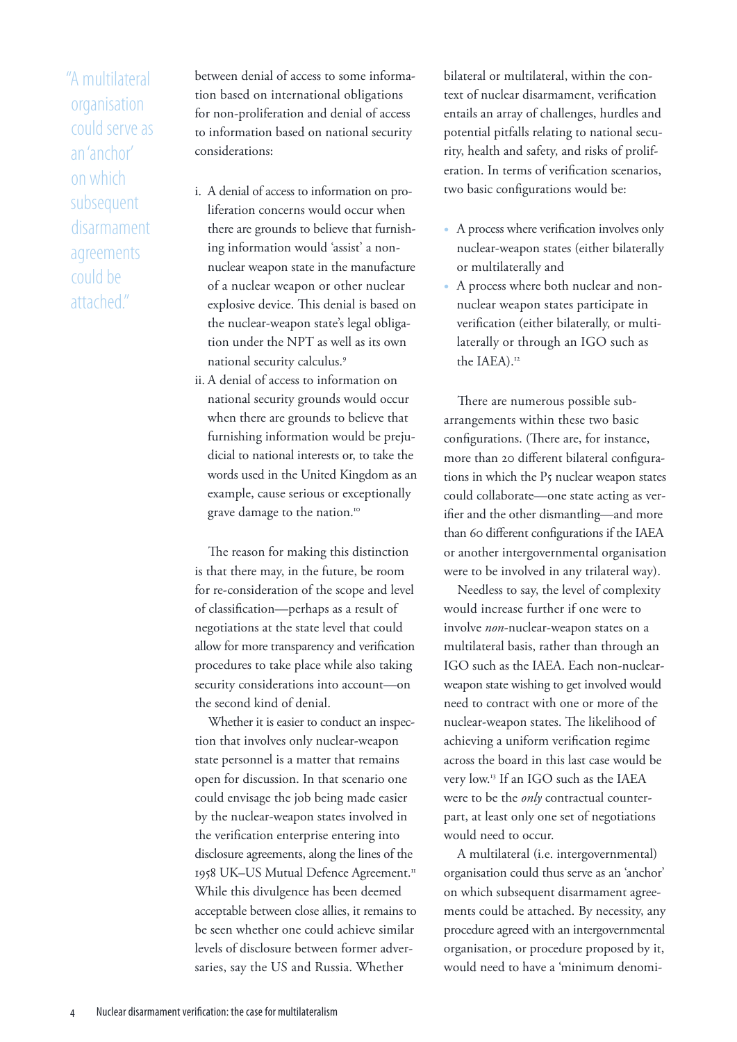> "A multilateral organisation could serve as an 'anchor' on which subsequent disarmament agreements could be attached."

between denial of access to some information based on international obligations for non-proliferation and denial of access to information based on national security considerations:

i. A denial of access to information on proliferation concerns would occur when there are grounds to believe that furnishing information would 'assist' a non-nuclear weapon state in the manufacture of a nuclear weapon or other nuclear explosive device. This denial is based on the nuclear-weapon state's legal obligation under the NPT as well as its own national security calculus.[9]

ii. A denial of access to information on national security grounds would occur when there are grounds to believe that furnishing information would be prejudicial to national interests or, to take the words used in the United Kingdom as an example, cause serious or exceptionally grave damage to the nation.[10]

The reason for making this distinction is that there may, in the future, be room for re-consideration of the scope and level of classification—perhaps as a result of negotiations at the state level that could allow for more transparency and verification procedures to take place while also taking security considerations into account—on the second kind of denial.

Whether it is easier to conduct an inspection that involves only nuclear-weapon state personnel is a matter that remains open for discussion. In that scenario one could envisage the job being made easier by the nuclear-weapon states involved in the verification enterprise entering into disclosure agreements, along the lines of the 1958 UK–US Mutual Defence Agreement.[11] While this divulgence has been deemed acceptable between close allies, it remains to be seen whether one could achieve similar levels of disclosure between former adversaries, say the US and Russia. Whether bilateral or multilateral, within the context of nuclear disarmament, verification entails an array of challenges, hurdles and potential pitfalls relating to national security, health and safety, and risks of proliferation. In terms of verification scenarios, two basic configurations would be:

- A process where verification involves only nuclear-weapon states (either bilaterally or multilaterally and
- A process where both nuclear and non-nuclear weapon states participate in verification (either bilaterally, or multilaterally or through an IGO such as the IAEA).[12]

There are numerous possible sub-arrangements within these two basic configurations. (There are, for instance, more than 20 different bilateral configurations in which the P5 nuclear weapon states could collaborate—one state acting as verifier and the other dismantling—and more than 60 different configurations if the IAEA or another intergovernmental organisation were to be involved in any trilateral way).

Needless to say, the level of complexity would increase further if one were to involve *non*-nuclear-weapon states on a multilateral basis, rather than through an IGO such as the IAEA. Each non-nuclear-weapon state wishing to get involved would need to contract with one or more of the nuclear-weapon states. The likelihood of achieving a uniform verification regime across the board in this last case would be very low.[13] If an IGO such as the IAEA were to be the *only* contractual counterpart, at least only one set of negotiations would need to occur.

A multilateral (i.e. intergovernmental) organisation could thus serve as an 'anchor' on which subsequent disarmament agreements could be attached. By necessity, any procedure agreed with an intergovernmental organisation, or procedure proposed by it, would need to have a 'minimum denomi-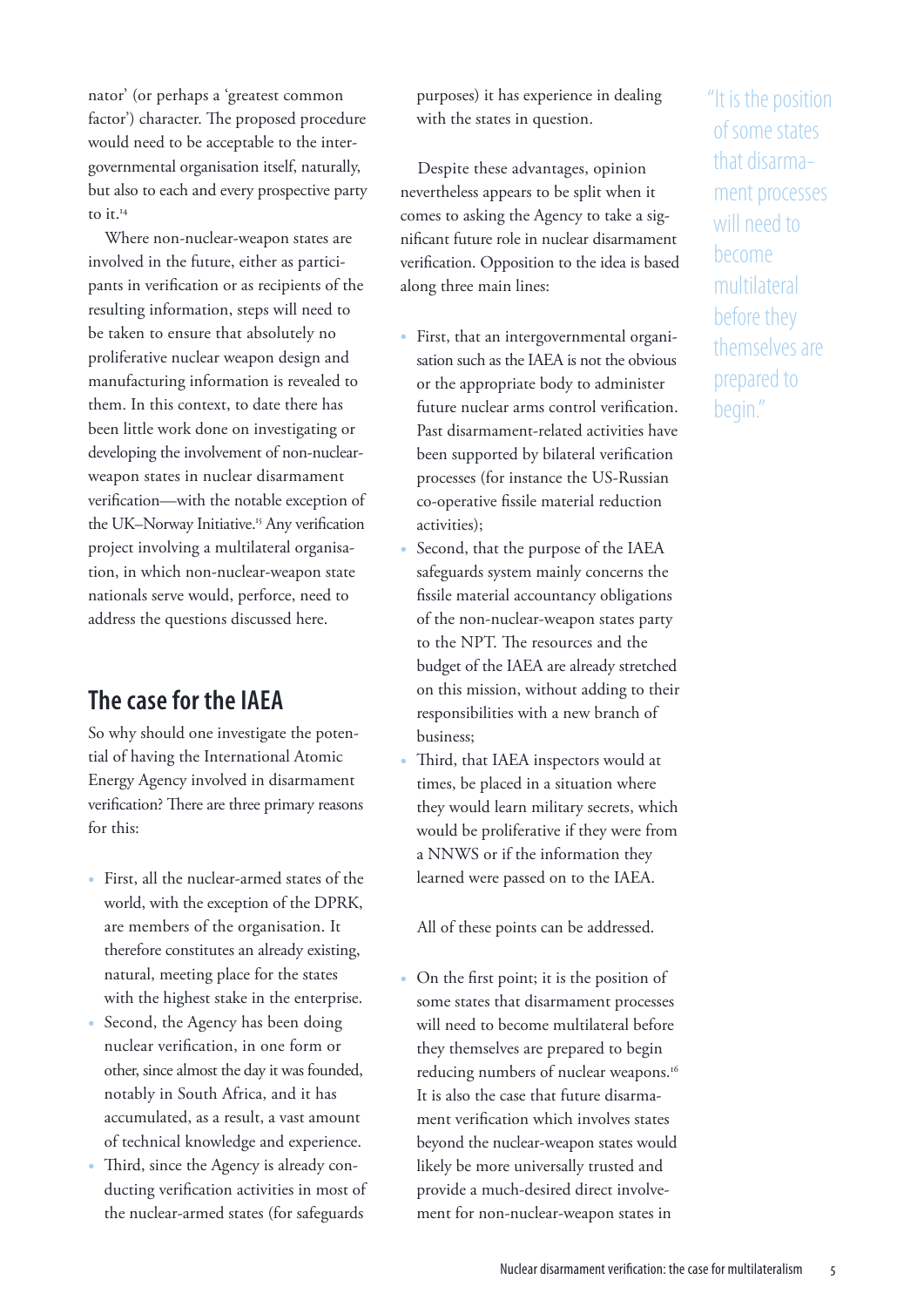nator' (or perhaps a 'greatest common factor') character. The proposed procedure would need to be acceptable to the intergovernmental organisation itself, naturally, but also to each and every prospective party to it.[14]

Where non-nuclear-weapon states are involved in the future, either as participants in verification or as recipients of the resulting information, steps will need to be taken to ensure that absolutely no proliferative nuclear weapon design and manufacturing information is revealed to them. In this context, to date there has been little work done on investigating or developing the involvement of non-nuclear-weapon states in nuclear disarmament verification—with the notable exception of the UK–Norway Initiative.[15] Any verification project involving a multilateral organisation, in which non-nuclear-weapon state nationals serve would, perforce, need to address the questions discussed here.

## The case for the IAEA

So why should one investigate the potential of having the International Atomic Energy Agency involved in disarmament verification? There are three primary reasons for this:

- First, all the nuclear-armed states of the world, with the exception of the DPRK, are members of the organisation. It therefore constitutes an already existing, natural, meeting place for the states with the highest stake in the enterprise.
- Second, the Agency has been doing nuclear verification, in one form or other, since almost the day it was founded, notably in South Africa, and it has accumulated, as a result, a vast amount of technical knowledge and experience.
- Third, since the Agency is already conducting verification activities in most of the nuclear-armed states (for safeguards purposes) it has experience in dealing with the states in question.

Despite these advantages, opinion nevertheless appears to be split when it comes to asking the Agency to take a significant future role in nuclear disarmament verification. Opposition to the idea is based along three main lines:

- First, that an intergovernmental organisation such as the IAEA is not the obvious or the appropriate body to administer future nuclear arms control verification. Past disarmament-related activities have been supported by bilateral verification processes (for instance the US-Russian co-operative fissile material reduction activities);
- Second, that the purpose of the IAEA safeguards system mainly concerns the fissile material accountancy obligations of the non-nuclear-weapon states party to the NPT. The resources and the budget of the IAEA are already stretched on this mission, without adding to their responsibilities with a new branch of business;
- Third, that IAEA inspectors would at times, be placed in a situation where they would learn military secrets, which would be proliferative if they were from a NNWS or if the information they learned were passed on to the IAEA.

All of these points can be addressed.

- On the first point; it is the position of some states that disarmament processes will need to become multilateral before they themselves are prepared to begin reducing numbers of nuclear weapons.[16] It is also the case that future disarmament verification which involves states beyond the nuclear-weapon states would likely be more universally trusted and provide a much-desired direct involvement for non-nuclear-weapon states in

> "It is the position of some states that disarmament processes will need to become multilateral before they themselves are prepared to begin."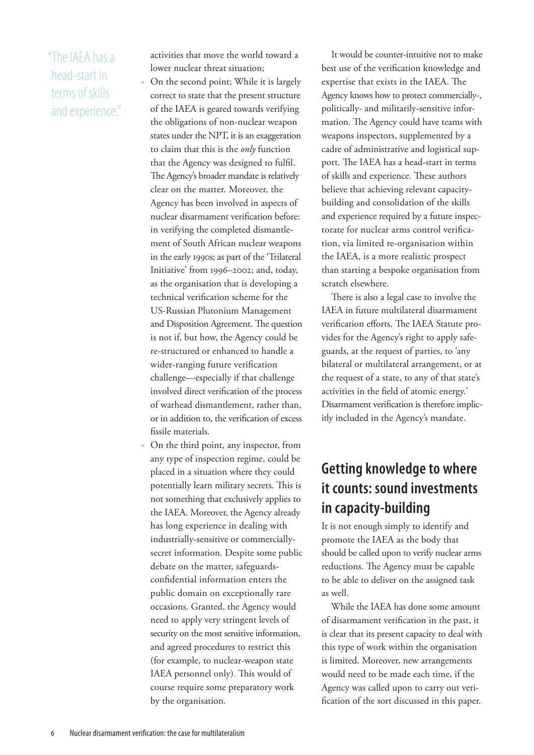"The IAEA has a head-start in terms of skills and experience."

activities that move the world toward a lower nuclear threat situation;

- On the second point; While it is largely correct to state that the present structure of the IAEA is geared towards verifying the obligations of non-nuclear weapon states under the NPT, it is an exaggeration to claim that this is the *only* function that the Agency was designed to fulfil. The Agency's broader mandate is relatively clear on the matter. Moreover, the Agency has been involved in aspects of nuclear disarmament verification before: in verifying the completed dismantlement of South African nuclear weapons in the early 1990s; as part of the 'Trilateral Initiative' from 1996–2002; and, today, as the organisation that is developing a technical verification scheme for the US-Russian Plutonium Management and Disposition Agreement. The question is not if, but how, the Agency could be re-structured or enhanced to handle a wider-ranging future verification challenge—especially if that challenge involved direct verification of the process of warhead dismantlement, rather than, or in addition to, the verification of excess fissile materials.
- On the third point, any inspector, from any type of inspection regime, could be placed in a situation where they could potentially learn military secrets. This is not something that exclusively applies to the IAEA. Moreover, the Agency already has long experience in dealing with industrially-sensitive or commercially-secret information. Despite some public debate on the matter, safeguards-confidential information enters the public domain on exceptionally rare occasions. Granted, the Agency would need to apply very stringent levels of security on the most sensitive information, and agreed procedures to restrict this (for example, to nuclear-weapon state IAEA personnel only). This would of course require some preparatory work by the organisation.

It would be counter-intuitive not to make best use of the verification knowledge and expertise that exists in the IAEA. The Agency knows how to protect commercially-, politically- and militarily-sensitive information. The Agency could have teams with weapons inspectors, supplemented by a cadre of administrative and logistical support. The IAEA has a head-start in terms of skills and experience. These authors believe that achieving relevant capacity-building and consolidation of the skills and experience required by a future inspectorate for nuclear arms control verification, via limited re-organisation within the IAEA, is a more realistic prospect than starting a bespoke organisation from scratch elsewhere.

There is also a legal case to involve the IAEA in future multilateral disarmament verification efforts. The IAEA Statute provides for the Agency's right to apply safeguards, at the request of parties, to 'any bilateral or multilateral arrangement, or at the request of a state, to any of that state's activities in the field of atomic energy.' Disarmament verification is therefore implicitly included in the Agency's mandate.

## Getting knowledge to where it counts: sound investments in capacity-building

It is not enough simply to identify and promote the IAEA as the body that should be called upon to verify nuclear arms reductions. The Agency must be capable to be able to deliver on the assigned task as well.

While the IAEA has done some amount of disarmament verification in the past, it is clear that its present capacity to deal with this type of work within the organisation is limited. Moreover, new arrangements would need to be made each time, if the Agency was called upon to carry out verification of the sort discussed in this paper.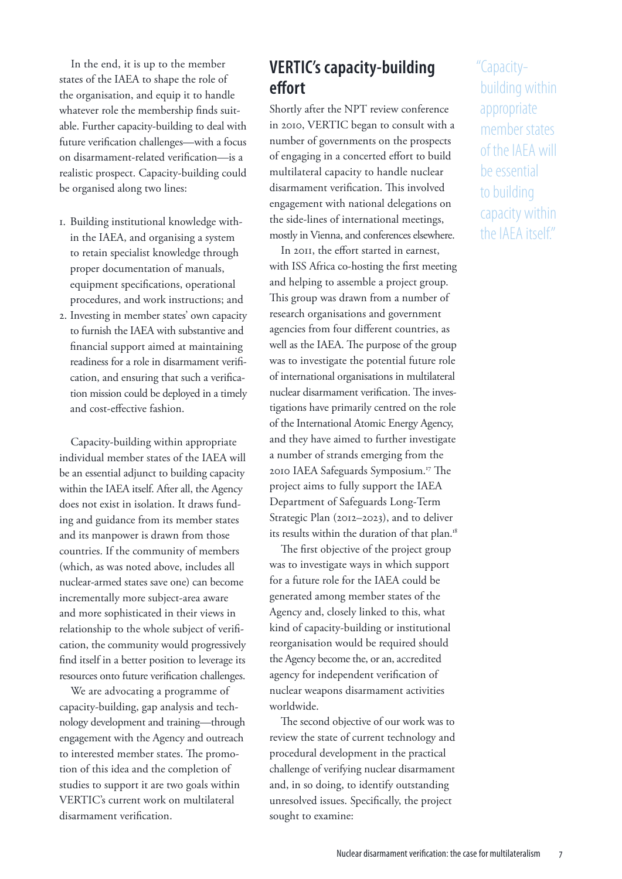In the end, it is up to the member states of the IAEA to shape the role of the organisation, and equip it to handle whatever role the membership finds suitable. Further capacity-building to deal with future verification challenges—with a focus on disarmament-related verification—is a realistic prospect. Capacity-building could be organised along two lines:

1. Building institutional knowledge within the IAEA, and organising a system to retain specialist knowledge through proper documentation of manuals, equipment specifications, operational procedures, and work instructions; and
2. Investing in member states' own capacity to furnish the IAEA with substantive and financial support aimed at maintaining readiness for a role in disarmament verification, and ensuring that such a verification mission could be deployed in a timely and cost-effective fashion.

Capacity-building within appropriate individual member states of the IAEA will be an essential adjunct to building capacity within the IAEA itself. After all, the Agency does not exist in isolation. It draws funding and guidance from its member states and its manpower is drawn from those countries. If the community of members (which, as was noted above, includes all nuclear-armed states save one) can become incrementally more subject-area aware and more sophisticated in their views in relationship to the whole subject of verification, the community would progressively find itself in a better position to leverage its resources onto future verification challenges.

We are advocating a programme of capacity-building, gap analysis and technology development and training—through engagement with the Agency and outreach to interested member states. The promotion of this idea and the completion of studies to support it are two goals within VERTIC's current work on multilateral disarmament verification.

## VERTIC's capacity-building effort

Shortly after the NPT review conference in 2010, VERTIC began to consult with a number of governments on the prospects of engaging in a concerted effort to build multilateral capacity to handle nuclear disarmament verification. This involved engagement with national delegations on the side-lines of international meetings, mostly in Vienna, and conferences elsewhere.

In 2011, the effort started in earnest, with ISS Africa co-hosting the first meeting and helping to assemble a project group. This group was drawn from a number of research organisations and government agencies from four different countries, as well as the IAEA. The purpose of the group was to investigate the potential future role of international organisations in multilateral nuclear disarmament verification. The investigations have primarily centred on the role of the International Atomic Energy Agency, and they have aimed to further investigate a number of strands emerging from the 2010 IAEA Safeguards Symposium.[17] The project aims to fully support the IAEA Department of Safeguards Long-Term Strategic Plan (2012–2023), and to deliver its results within the duration of that plan.[18]

> "Capacity-building within appropriate member states of the IAEA will be essential to building capacity within the IAEA itself."

The first objective of the project group was to investigate ways in which support for a future role for the IAEA could be generated among member states of the Agency and, closely linked to this, what kind of capacity-building or institutional reorganisation would be required should the Agency become the, or an, accredited agency for independent verification of nuclear weapons disarmament activities worldwide.

The second objective of our work was to review the state of current technology and procedural development in the practical challenge of verifying nuclear disarmament and, in so doing, to identify outstanding unresolved issues. Specifically, the project sought to examine: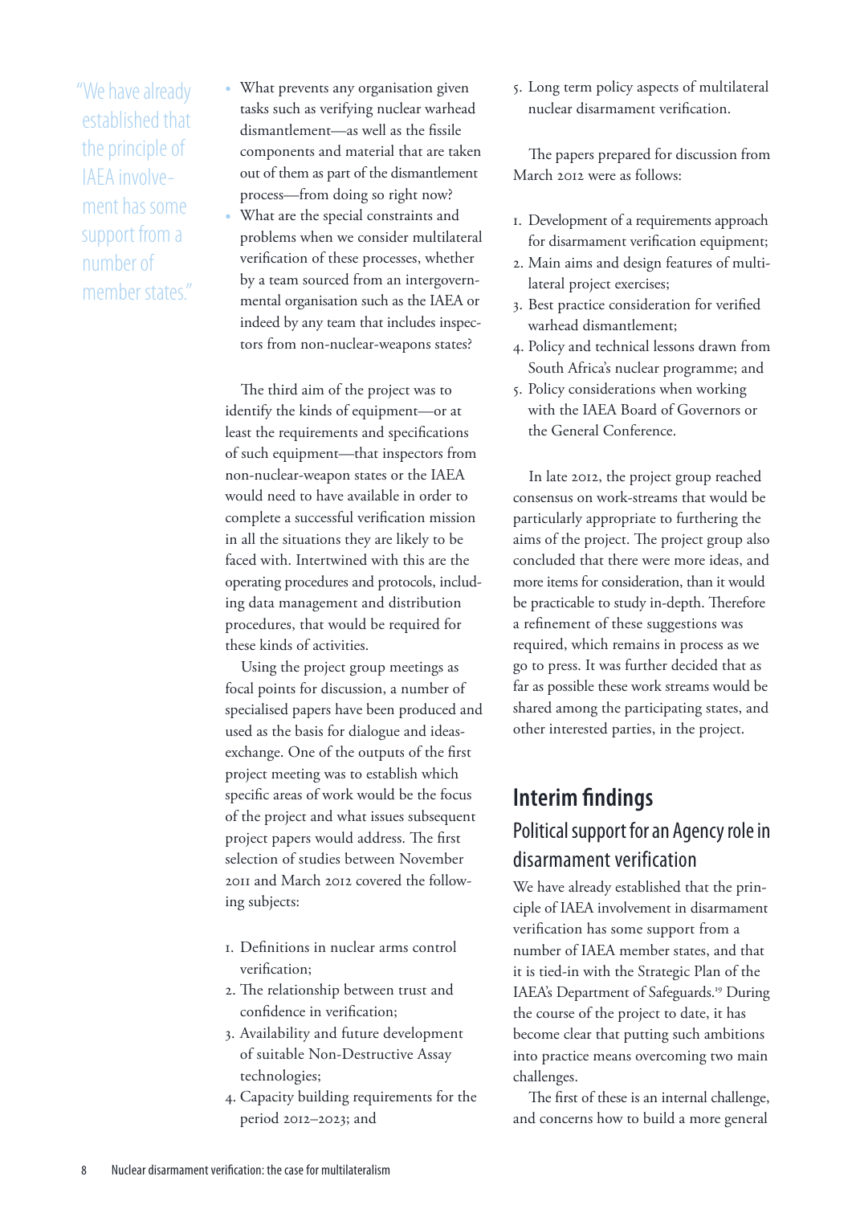"We have already established that the principle of IAEA involvement has some support from a number of member states."

- What prevents any organisation given tasks such as verifying nuclear warhead dismantlement—as well as the fissile components and material that are taken out of them as part of the dismantlement process—from doing so right now?
- What are the special constraints and problems when we consider multilateral verification of these processes, whether by a team sourced from an intergovernmental organisation such as the IAEA or indeed by any team that includes inspectors from non-nuclear-weapons states?

The third aim of the project was to identify the kinds of equipment—or at least the requirements and specifications of such equipment—that inspectors from non-nuclear-weapon states or the IAEA would need to have available in order to complete a successful verification mission in all the situations they are likely to be faced with. Intertwined with this are the operating procedures and protocols, including data management and distribution procedures, that would be required for these kinds of activities.

Using the project group meetings as focal points for discussion, a number of specialised papers have been produced and used as the basis for dialogue and ideas-exchange. One of the outputs of the first project meeting was to establish which specific areas of work would be the focus of the project and what issues subsequent project papers would address. The first selection of studies between November 2011 and March 2012 covered the following subjects:

1. Definitions in nuclear arms control verification;
2. The relationship between trust and confidence in verification;
3. Availability and future development of suitable Non-Destructive Assay technologies;
4. Capacity building requirements for the period 2012–2023; and
5. Long term policy aspects of multilateral nuclear disarmament verification.

The papers prepared for discussion from March 2012 were as follows:

1. Development of a requirements approach for disarmament verification equipment;
2. Main aims and design features of multilateral project exercises;
3. Best practice consideration for verified warhead dismantlement;
4. Policy and technical lessons drawn from South Africa's nuclear programme; and
5. Policy considerations when working with the IAEA Board of Governors or the General Conference.

In late 2012, the project group reached consensus on work-streams that would be particularly appropriate to furthering the aims of the project. The project group also concluded that there were more ideas, and more items for consideration, than it would be practicable to study in-depth. Therefore a refinement of these suggestions was required, which remains in process as we go to press. It was further decided that as far as possible these work streams would be shared among the participating states, and other interested parties, in the project.

## Interim findings

### Political support for an Agency role in disarmament verification

We have already established that the principle of IAEA involvement in disarmament verification has some support from a number of IAEA member states, and that it is tied-in with the Strategic Plan of the IAEA's Department of Safeguards.[19] During the course of the project to date, it has become clear that putting such ambitions into practice means overcoming two main challenges.

The first of these is an internal challenge, and concerns how to build a more general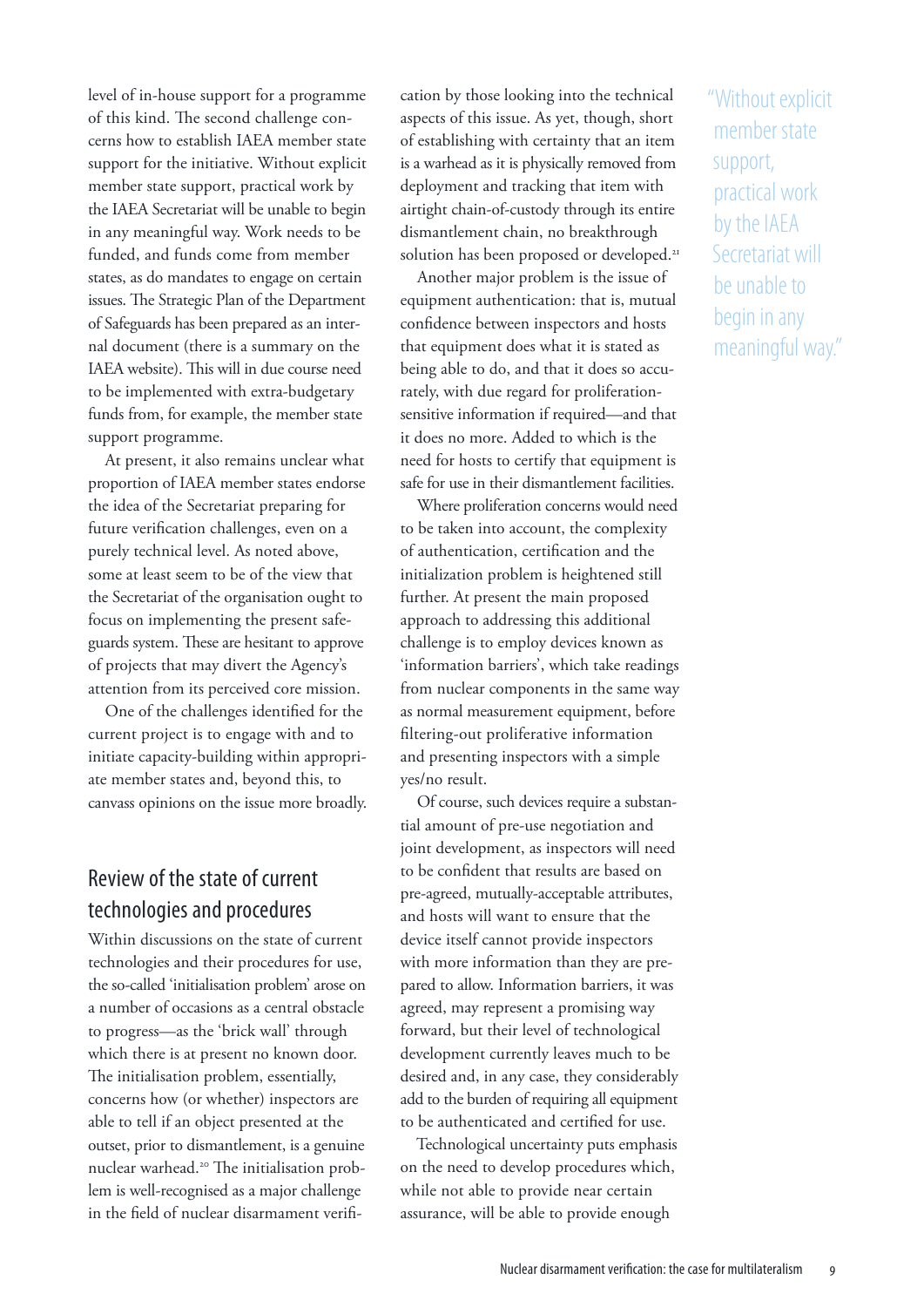level of in-house support for a programme of this kind. The second challenge concerns how to establish IAEA member state support for the initiative. Without explicit member state support, practical work by the IAEA Secretariat will be unable to begin in any meaningful way. Work needs to be funded, and funds come from member states, as do mandates to engage on certain issues. The Strategic Plan of the Department of Safeguards has been prepared as an internal document (there is a summary on the IAEA website). This will in due course need to be implemented with extra-budgetary funds from, for example, the member state support programme.

At present, it also remains unclear what proportion of IAEA member states endorse the idea of the Secretariat preparing for future verification challenges, even on a purely technical level. As noted above, some at least seem to be of the view that the Secretariat of the organisation ought to focus on implementing the present safeguards system. These are hesitant to approve of projects that may divert the Agency's attention from its perceived core mission.

One of the challenges identified for the current project is to engage with and to initiate capacity-building within appropriate member states and, beyond this, to canvass opinions on the issue more broadly.

## Review of the state of current technologies and procedures

Within discussions on the state of current technologies and their procedures for use, the so-called 'initialisation problem' arose on a number of occasions as a central obstacle to progress—as the 'brick wall' through which there is at present no known door. The initialisation problem, essentially, concerns how (or whether) inspectors are able to tell if an object presented at the outset, prior to dismantlement, is a genuine nuclear warhead.[20] The initialisation problem is well-recognised as a major challenge in the field of nuclear disarmament verification by those looking into the technical aspects of this issue. As yet, though, short of establishing with certainty that an item is a warhead as it is physically removed from deployment and tracking that item with airtight chain-of-custody through its entire dismantlement chain, no breakthrough solution has been proposed or developed.[21]

Another major problem is the issue of equipment authentication: that is, mutual confidence between inspectors and hosts that equipment does what it is stated as being able to do, and that it does so accurately, with due regard for proliferation-sensitive information if required—and that it does no more. Added to which is the need for hosts to certify that equipment is safe for use in their dismantlement facilities.

Where proliferation concerns would need to be taken into account, the complexity of authentication, certification and the initialization problem is heightened still further. At present the main proposed approach to addressing this additional challenge is to employ devices known as 'information barriers', which take readings from nuclear components in the same way as normal measurement equipment, before filtering-out proliferative information and presenting inspectors with a simple yes/no result.

Of course, such devices require a substantial amount of pre-use negotiation and joint development, as inspectors will need to be confident that results are based on pre-agreed, mutually-acceptable attributes, and hosts will want to ensure that the device itself cannot provide inspectors with more information than they are prepared to allow. Information barriers, it was agreed, may represent a promising way forward, but their level of technological development currently leaves much to be desired and, in any case, they considerably add to the burden of requiring all equipment to be authenticated and certified for use.

Technological uncertainty puts emphasis on the need to develop procedures which, while not able to provide near certain assurance, will be able to provide enough

> "Without explicit member state support, practical work by the IAEA Secretariat will be unable to begin in any meaningful way."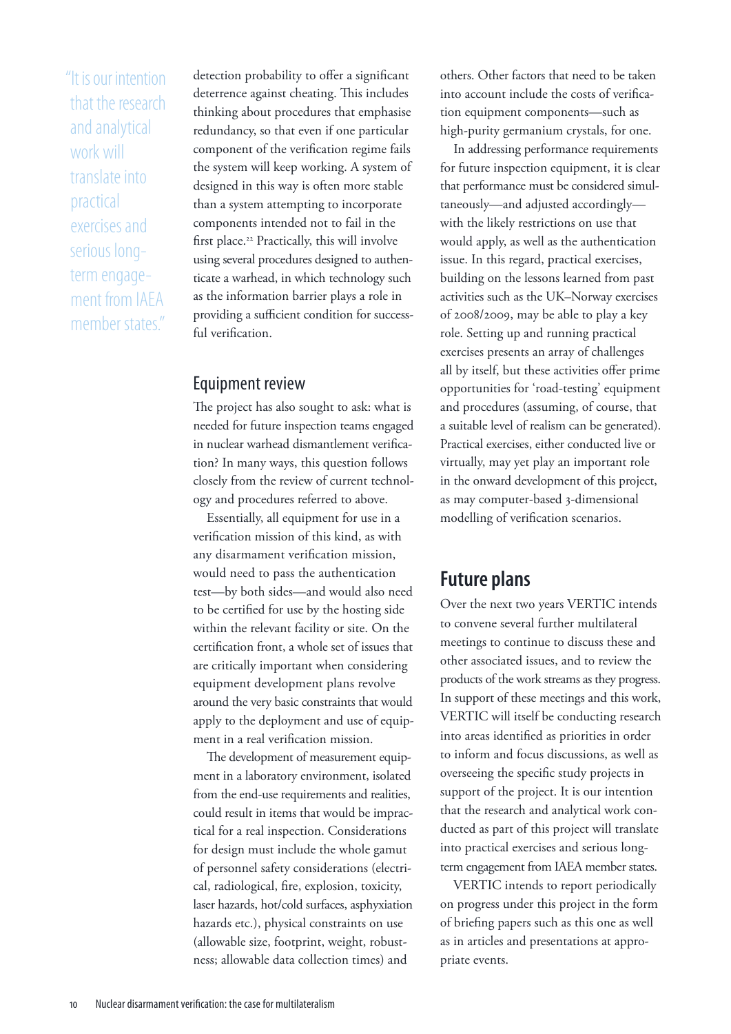> "It is our intention that the research and analytical work will translate into practical exercises and serious long-term engagement from IAEA member states."

detection probability to offer a significant deterrence against cheating. This includes thinking about procedures that emphasise redundancy, so that even if one particular component of the verification regime fails the system will keep working. A system of designed in this way is often more stable than a system attempting to incorporate components intended not to fail in the first place.[22] Practically, this will involve using several procedures designed to authenticate a warhead, in which technology such as the information barrier plays a role in providing a sufficient condition for successful verification.

## Equipment review

The project has also sought to ask: what is needed for future inspection teams engaged in nuclear warhead dismantlement verification? In many ways, this question follows closely from the review of current technology and procedures referred to above.

Essentially, all equipment for use in a verification mission of this kind, as with any disarmament verification mission, would need to pass the authentication test—by both sides—and would also need to be certified for use by the hosting side within the relevant facility or site. On the certification front, a whole set of issues that are critically important when considering equipment development plans revolve around the very basic constraints that would apply to the deployment and use of equipment in a real verification mission.

The development of measurement equipment in a laboratory environment, isolated from the end-use requirements and realities, could result in items that would be impractical for a real inspection. Considerations for design must include the whole gamut of personnel safety considerations (electrical, radiological, fire, explosion, toxicity, laser hazards, hot/cold surfaces, asphyxiation hazards etc.), physical constraints on use (allowable size, footprint, weight, robustness; allowable data collection times) and others. Other factors that need to be taken into account include the costs of verification equipment components—such as high-purity germanium crystals, for one.

In addressing performance requirements for future inspection equipment, it is clear that performance must be considered simultaneously—and adjusted accordingly—with the likely restrictions on use that would apply, as well as the authentication issue. In this regard, practical exercises, building on the lessons learned from past activities such as the UK–Norway exercises of 2008/2009, may be able to play a key role. Setting up and running practical exercises presents an array of challenges all by itself, but these activities offer prime opportunities for 'road-testing' equipment and procedures (assuming, of course, that a suitable level of realism can be generated). Practical exercises, either conducted live or virtually, may yet play an important role in the onward development of this project, as may computer-based 3-dimensional modelling of verification scenarios.

# Future plans

Over the next two years VERTIC intends to convene several further multilateral meetings to continue to discuss these and other associated issues, and to review the products of the work streams as they progress. In support of these meetings and this work, VERTIC will itself be conducting research into areas identified as priorities in order to inform and focus discussions, as well as overseeing the specific study projects in support of the project. It is our intention that the research and analytical work conducted as part of this project will translate into practical exercises and serious long-term engagement from IAEA member states.

VERTIC intends to report periodically on progress under this project in the form of briefing papers such as this one as well as in articles and presentations at appropriate events.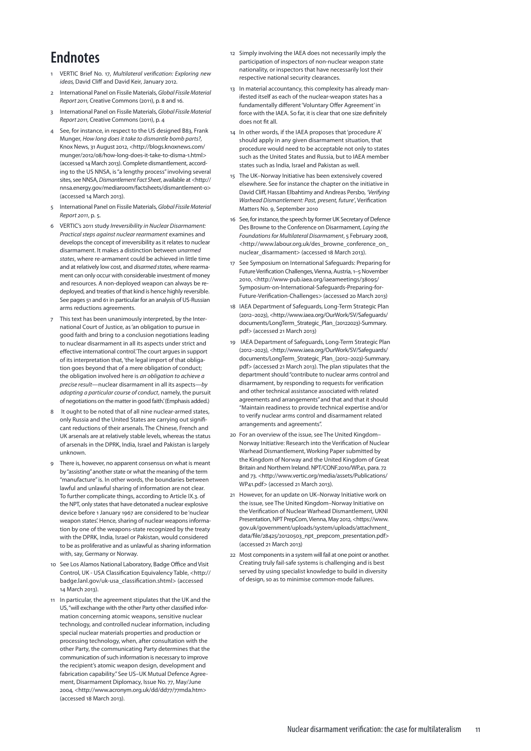# Endnotes

1. VERTIC Brief No. 17, *Multilateral verification: Exploring new ideas*, David Cliff and David Keir, January 2012.
2. International Panel on Fissile Materials, *Global Fissile Material Report 2011*, Creative Commons (2011), p. 8 and 16.
3. International Panel on Fissile Materials, *Global Fissile Material Report 2011*, Creative Commons (2011), p. 4
4. See, for instance, in respect to the US designed B83, Frank Munger, *How long does it take to dismantle bomb parts?*, Knox News, 31 August 2012, <http://blogs.knoxnews.com/munger/2012/08/how-long-does-it-take-to-disma-1.html> (accessed 14 March 2013). Complete dismantlement, according to the US NNSA, is "a lengthy process" involving several sites, see NNSA, *Dismantlement Fact Sheet*, available at <http://nnsa.energy.gov/mediaroom/factsheets/dismantlement-0> (accessed 14 March 2013).
5. International Panel on Fissile Materials, *Global Fissile Material Report 2011*, p. 5.
6. VERTIC's 2011 study *Irreversibility in Nuclear Disarmament: Practical steps against nuclear rearmament* examines and develops the concept of irreversibility as it relates to nuclear disarmament. It makes a distinction between *unarmed states*, where re-armament could be achieved in little time and at relatively low cost, and *disarmed states*, where rearmament can only occur with considerable investment of money and resources. A non-deployed weapon can always be re-deployed, and treaties of that kind is hence highly reversible. See pages 51 and 61 in particular for an analysis of US-Russian arms reductions agreements.
7. This text has been unanimously interpreted, by the International Court of Justice, as 'an obligation to pursue in good faith and bring to a conclusion negotiations leading to nuclear disarmament in all its aspects under strict and effective international control.' The court argues in support of its interpretation that, 'the legal import of that obligation goes beyond that of a mere obligation of conduct; the obligation involved here is *an obligation to achieve a precise result*—nuclear disarmament in all its aspects—*by adopting a particular course of conduct*, namely, the pursuit of negotiations on the matter in good faith.' (Emphasis added.)
8. It ought to be noted that of all nine nuclear-armed states, only Russia and the United States are carrying out significant reductions of their arsenals. The Chinese, French and UK arsenals are at relatively stable levels, whereas the status of arsenals in the DPRK, India, Israel and Pakistan is largely unknown.
9. There is, however, no apparent consensus on what is meant by "assisting" another state or what the meaning of the term "manufacture" is. In other words, the boundaries between lawful and unlawful sharing of information are not clear. To further complicate things, according to Article IX.3. of the NPT, only states that have detonated a nuclear explosive device before 1 January 1967 are considered to be 'nuclear weapon states'. Hence, sharing of nuclear weapons information by one of the weapons-state recognized by the treaty with the DPRK, India, Israel or Pakistan, would considered to be as proliferative and as unlawful as sharing information with, say, Germany or Norway.
10. See Los Alamos National Laboratory, Badge Office and Visit Control, UK - USA Classification Equivalency Table, <http://badge.lanl.gov/uk-usa_classification.shtml> (accessed 14 March 2013).
11. In particular, the agreement stipulates that the UK and the US, "will exchange with the other Party other classified information concerning atomic weapons, sensitive nuclear technology, and controlled nuclear information, including special nuclear materials properties and production or processing technology, when, after consultation with the other Party, the communicating Party determines that the communication of such information is necessary to improve the recipient's atomic weapon design, development and fabrication capability." See US–UK Mutual Defence Agreement, Disarmament Diplomacy, Issue No. 77, May/June 2004, <http://www.acronym.org.uk/dd/dd77/77mda.htm> (accessed 18 March 2013).
12. Simply involving the IAEA does not necessarily imply the participation of inspectors of non-nuclear weapon state nationality, or inspectors that have necessarily lost their respective national security clearances.
13. In material accountancy, this complexity has already manifested itself as each of the nuclear-weapon states has a fundamentally different 'Voluntary Offer Agreement' in force with the IAEA. So far, it is clear that one size definitely does not fit all.
14. In other words, if the IAEA proposes that 'procedure A' should apply in any given disarmament situation, that procedure would need to be acceptable not only to states such as the United States and Russia, but to IAEA member states such as India, Israel and Pakistan as well.
15. The UK–Norway Initiative has been extensively covered elsewhere. See for instance the chapter on the initiative in David Cliff, Hassan Elbahtimy and Andreas Persbo, *'Verifying Warhead Dismantlement: Past, present, future'*, Verification Matters No. 9, September 2010
16. See, for instance, the speech by former UK Secretary of Defence Des Browne to the Conference on Disarmament, *Laying the Foundations for Multilateral Disarmament*, 5 February 2008, <http://www.labour.org.uk/des_browne_conference_on_nuclear_disarmament> (accessed 18 March 2013).
17. See Symposium on International Safeguards: Preparing for Future Verification Challenges, Vienna, Austria, 1–5 November 2010, <http://www-pub.iaea.org/iaeameetings/38095/Symposium-on-International-Safeguards-Preparing-for-Future-Verification-Challenges> (accessed 20 March 2013)
18. IAEA Department of Safeguards, Long-Term Strategic Plan (2012–2023), <http://www.iaea.org/OurWork/SV/Safeguards/documents/LongTerm_Strategic_Plan_(20122023)-Summary.pdf> (accessed 21 March 2013)
19. IAEA Department of Safeguards, Long-Term Strategic Plan (2012–2023), <http://www.iaea.org/OurWork/SV/Safeguards/documents/LongTerm_Strategic_Plan_(2012–2023)-Summary.pdf> (accessed 21 March 2013). The plan stipulates that the department should "contribute to nuclear arms control and disarmament, by responding to requests for verification and other technical assistance associated with related agreements and arrangements" and that and that it should "Maintain readiness to provide technical expertise and/or to verify nuclear arms control and disarmament related arrangements and agreements".
20. For an overview of the issue, see The United Kingdom–Norway Initiative: Research into the Verification of Nuclear Warhead Dismantlement, Working Paper submitted by the Kingdom of Norway and the United Kingdom of Great Britain and Northern Ireland. NPT/CONF.2010/WP.41, para. 72 and 73. <http://www.vertic.org/media/assets/Publications/WP41.pdf> (accessed 21 March 2013).
21. However, for an update on UK–Norway Initiative work on the issue, see The United Kingdom–Norway Initiative on the Verification of Nuclear Warhead Dismantlement, UKNI Presentation, NPT PrepCom, Vienna, May 2012, <https://www.gov.uk/government/uploads/system/uploads/attachment_data/file/28425/20120503_npt_prepcom_presentation.pdf> (accessed 21 March 2013)
22. Most components in a system will fail at one point or another. Creating truly fail-safe systems is challenging and is best served by using specialist knowledge to build in diversity of design, so as to minimise common-mode failures.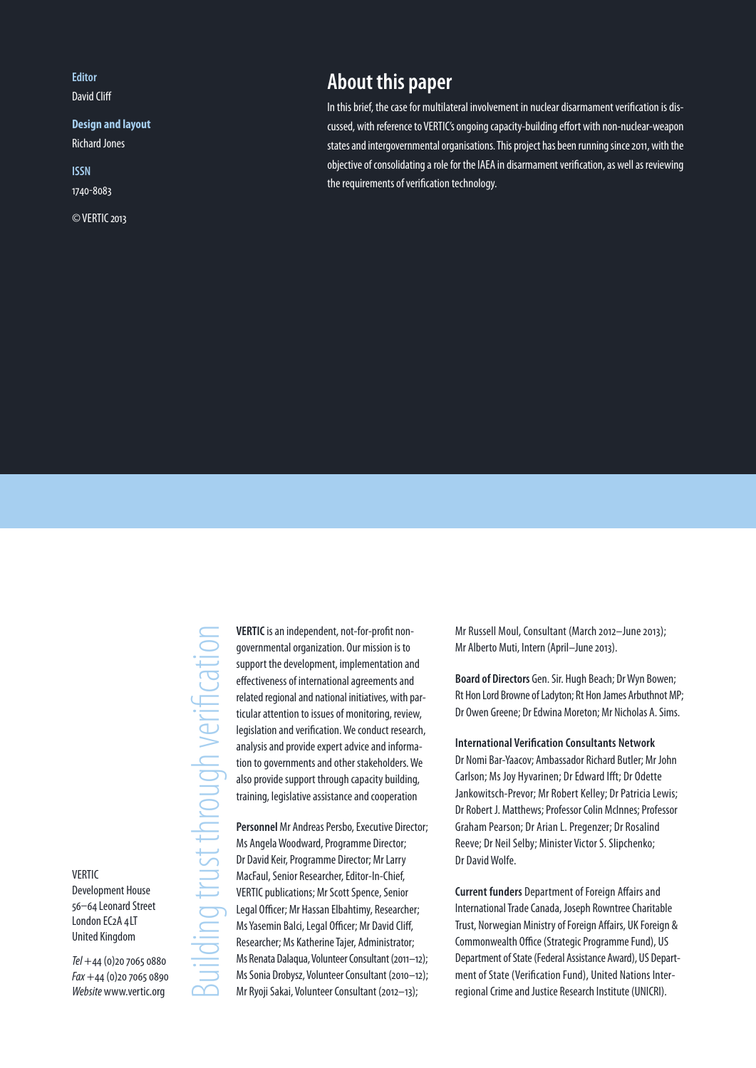**Editor**
David Cliff

**Design and layout**
Richard Jones

**ISSN**
1740-8083

© VERTIC 2013

## About this paper

In this brief, the case for multilateral involvement in nuclear disarmament verification is discussed, with reference to VERTIC's ongoing capacity-building effort with non-nuclear-weapon states and intergovernmental organisations. This project has been running since 2011, with the objective of consolidating a role for the IAEA in disarmament verification, as well as reviewing the requirements of verification technology.

Building trust through verification

**VERTIC** is an independent, not-for-profit non-governmental organization. Our mission is to support the development, implementation and effectiveness of international agreements and related regional and national initiatives, with particular attention to issues of monitoring, review, legislation and verification. We conduct research, analysis and provide expert advice and information to governments and other stakeholders. We also provide support through capacity building, training, legislative assistance and cooperation

**Personnel** Mr Andreas Persbo, Executive Director; Ms Angela Woodward, Programme Director; Dr David Keir, Programme Director; Mr Larry MacFaul, Senior Researcher, Editor-In-Chief, VERTIC publications; Mr Scott Spence, Senior Legal Officer; Mr Hassan Elbahtimy, Researcher; Ms Yasemin Balci, Legal Officer; Mr David Cliff, Researcher; Ms Katherine Tajer, Administrator; Ms Renata Dalaqua, Volunteer Consultant (2011–12); Ms Sonia Drobysz, Volunteer Consultant (2010–12); Mr Ryoji Sakai, Volunteer Consultant (2012–13); Mr Russell Moul, Consultant (March 2012–June 2013); Mr Alberto Muti, Intern (April–June 2013).

**Board of Directors** Gen. Sir. Hugh Beach; Dr Wyn Bowen; Rt Hon Lord Browne of Ladyton; Rt Hon James Arbuthnot MP; Dr Owen Greene; Dr Edwina Moreton; Mr Nicholas A. Sims.

**International Verification Consultants Network** Dr Nomi Bar-Yaacov; Ambassador Richard Butler; Mr John Carlson; Ms Joy Hyvarinen; Dr Edward Ifft; Dr Odette Jankowitsch-Prevor; Mr Robert Kelley; Dr Patricia Lewis; Dr Robert J. Matthews; Professor Colin McInnes; Professor Graham Pearson; Dr Arian L. Pregenzer; Dr Rosalind Reeve; Dr Neil Selby; Minister Victor S. Slipchenko; Dr David Wolfe.

**Current funders** Department of Foreign Affairs and International Trade Canada, Joseph Rowntree Charitable Trust, Norwegian Ministry of Foreign Affairs, UK Foreign & Commonwealth Office (Strategic Programme Fund), US Department of State (Federal Assistance Award), US Department of State (Verification Fund), United Nations Interregional Crime and Justice Research Institute (UNICRI).

VERTIC
Development House
56–64 Leonard Street
London EC2A 4LT
United Kingdom

*Tel* +44 (0)20 7065 0880
*Fax* +44 (0)20 7065 0890
*Website* www.vertic.org